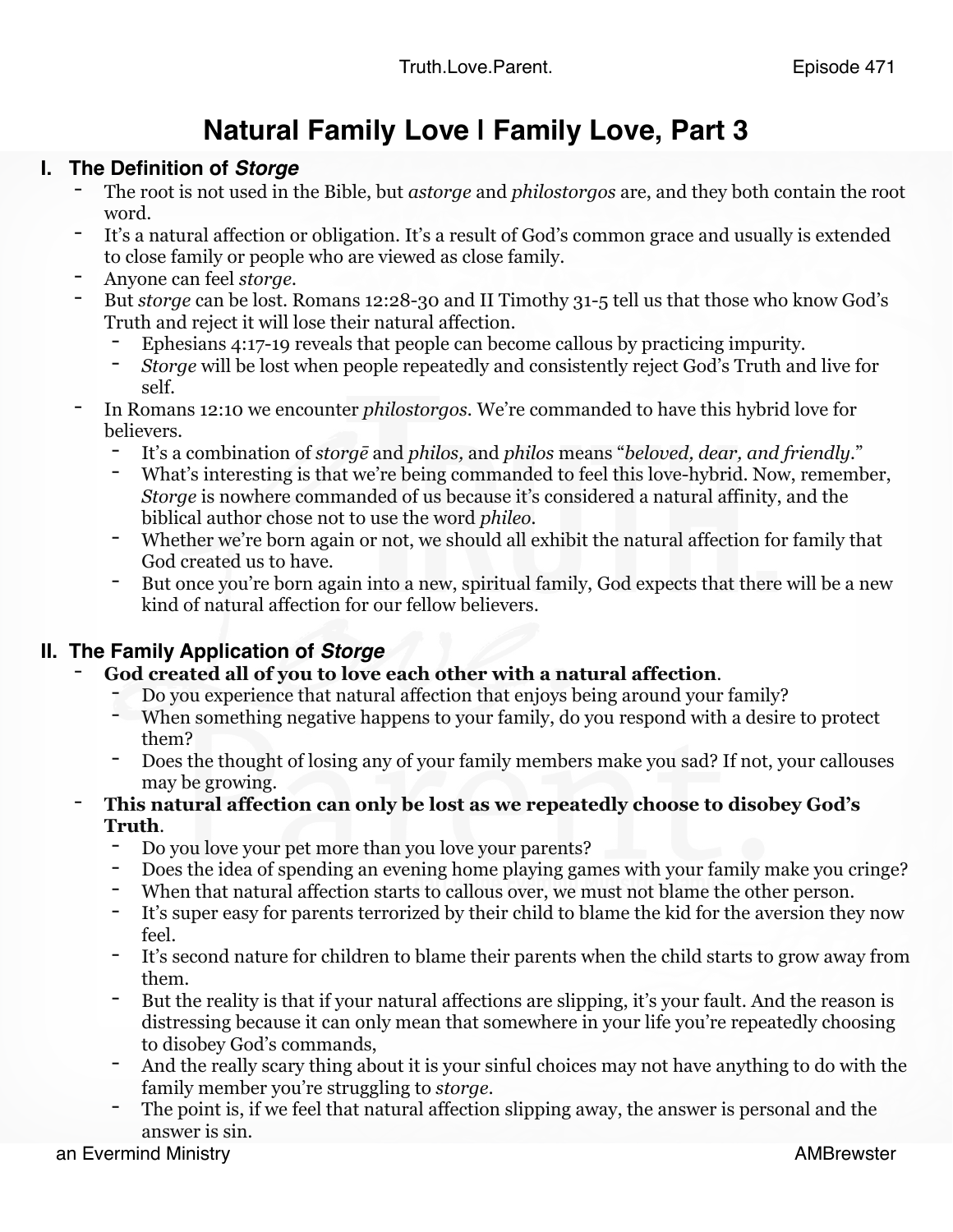# Natural Family Love | Family Love, Part 3

## I. The Definition of *Storge*

- The root is not used in the Bible, but *astorge* and *philostorgos* are, and they both contain the root word.
- It's a natural affection or obligation. It's a result of God's common grace and usually is extended to close family or people who are viewed as close family.
- Anyone can feel *storge*.
- But *storge* can be lost. Romans 12:28-30 and II Timothy 31-5 tell us that those who know God's Truth and reject it will lose their natural affection.
  - Ephesians 4:17-19 reveals that people can become callous by practicing impurity.
  - *Storge* will be lost when people repeatedly and consistently reject God's Truth and live for self.
- In Romans 12:10 we encounter *philostorgos*. We're commanded to have this hybrid love for believers.
  - It's a combination of *storgē* and *philos,* and *philos* means "*beloved, dear, and friendly*."
  - What's interesting is that we're being commanded to feel this love-hybrid. Now, remember, *Storge* is nowhere commanded of us because it's considered a natural affinity, and the biblical author chose not to use the word *phileo*.
  - Whether we're born again or not, we should all exhibit the natural affection for family that God created us to have.
  - But once you're born again into a new, spiritual family, God expects that there will be a new kind of natural affection for our fellow believers.

## II. The Family Application of *Storge*

- **God created all of you to love each other with a natural affection**.
  - Do you experience that natural affection that enjoys being around your family?
  - When something negative happens to your family, do you respond with a desire to protect them?
  - Does the thought of losing any of your family members make you sad? If not, your callouses may be growing.
- **This natural affection can only be lost as we repeatedly choose to disobey God's Truth**.
  - Do you love your pet more than you love your parents?
  - Does the idea of spending an evening home playing games with your family make you cringe?
  - When that natural affection starts to callous over, we must not blame the other person.
  - It's super easy for parents terrorized by their child to blame the kid for the aversion they now feel.
  - It's second nature for children to blame their parents when the child starts to grow away from them.
  - But the reality is that if your natural affections are slipping, it's your fault. And the reason is distressing because it can only mean that somewhere in your life you're repeatedly choosing to disobey God's commands,
  - And the really scary thing about it is your sinful choices may not have anything to do with the family member you're struggling to *storge*.
  - The point is, if we feel that natural affection slipping away, the answer is personal and the answer is sin.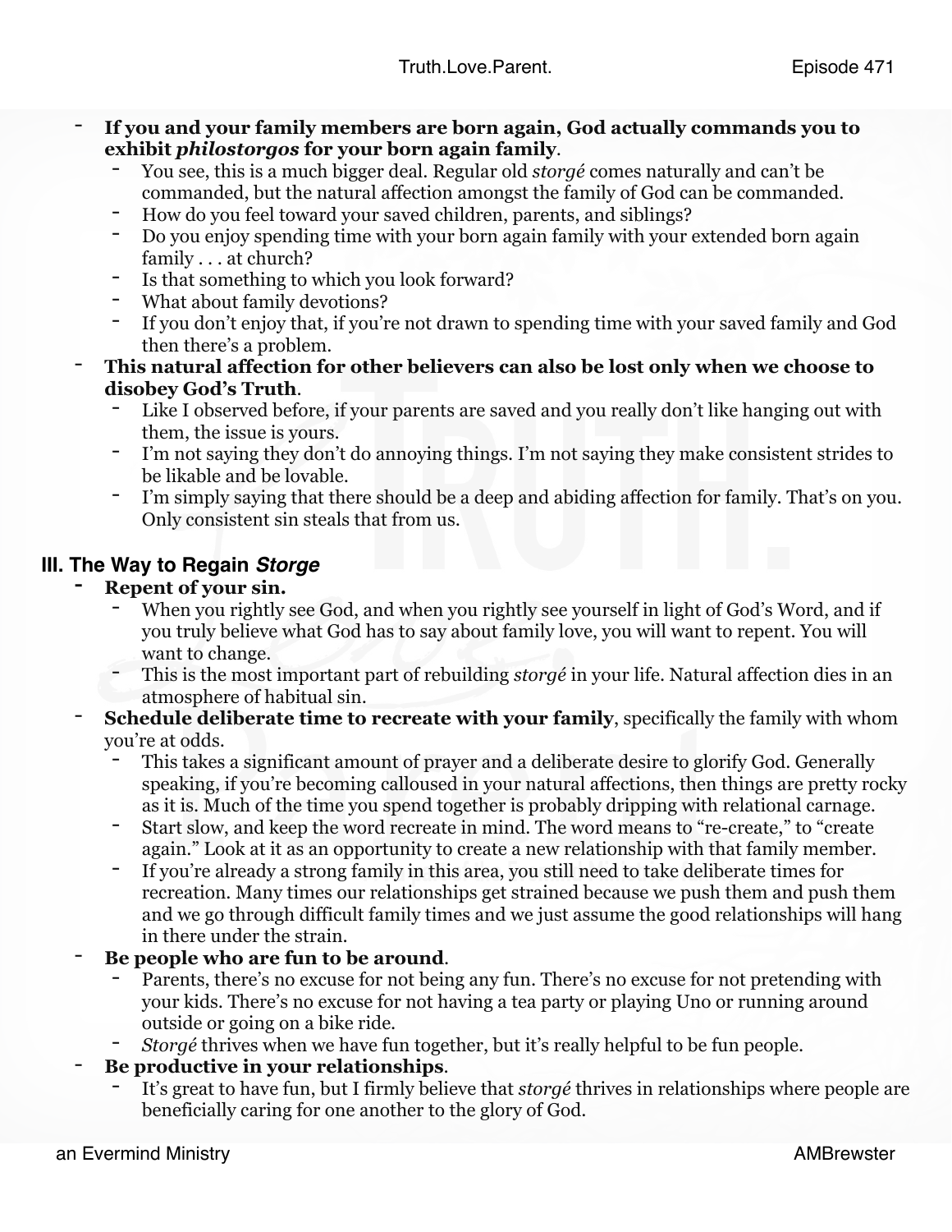- **If you and your family members are born again, God actually commands you to exhibit *philostorgos* for your born again family**.
  - You see, this is a much bigger deal. Regular old *storgé* comes naturally and can't be commanded, but the natural affection amongst the family of God can be commanded.
  - How do you feel toward your saved children, parents, and siblings?
  - Do you enjoy spending time with your born again family with your extended born again family . . . at church?
  - Is that something to which you look forward?
  - What about family devotions?
  - If you don't enjoy that, if you're not drawn to spending time with your saved family and God then there's a problem.
- **This natural affection for other believers can also be lost only when we choose to disobey God's Truth**.
  - Like I observed before, if your parents are saved and you really don't like hanging out with them, the issue is yours.
  - I'm not saying they don't do annoying things. I'm not saying they make consistent strides to be likable and be lovable.
  - I'm simply saying that there should be a deep and abiding affection for family. That's on you. Only consistent sin steals that from us.

## III. The Way to Regain *Storge*

- **Repent of your sin.**
  - When you rightly see God, and when you rightly see yourself in light of God's Word, and if you truly believe what God has to say about family love, you will want to repent. You will want to change.
  - This is the most important part of rebuilding *storgé* in your life. Natural affection dies in an atmosphere of habitual sin.
- **Schedule deliberate time to recreate with your family**, specifically the family with whom you're at odds.
  - This takes a significant amount of prayer and a deliberate desire to glorify God. Generally speaking, if you're becoming calloused in your natural affections, then things are pretty rocky as it is. Much of the time you spend together is probably dripping with relational carnage.
  - Start slow, and keep the word recreate in mind. The word means to "re-create," to "create again." Look at it as an opportunity to create a new relationship with that family member.
  - If you're already a strong family in this area, you still need to take deliberate times for recreation. Many times our relationships get strained because we push them and push them and we go through difficult family times and we just assume the good relationships will hang in there under the strain.
- **Be people who are fun to be around**.
  - Parents, there's no excuse for not being any fun. There's no excuse for not pretending with your kids. There's no excuse for not having a tea party or playing Uno or running around outside or going on a bike ride.
  - *Storgé* thrives when we have fun together, but it's really helpful to be fun people.
- **Be productive in your relationships**.
  - It's great to have fun, but I firmly believe that *storgé* thrives in relationships where people are beneficially caring for one another to the glory of God.